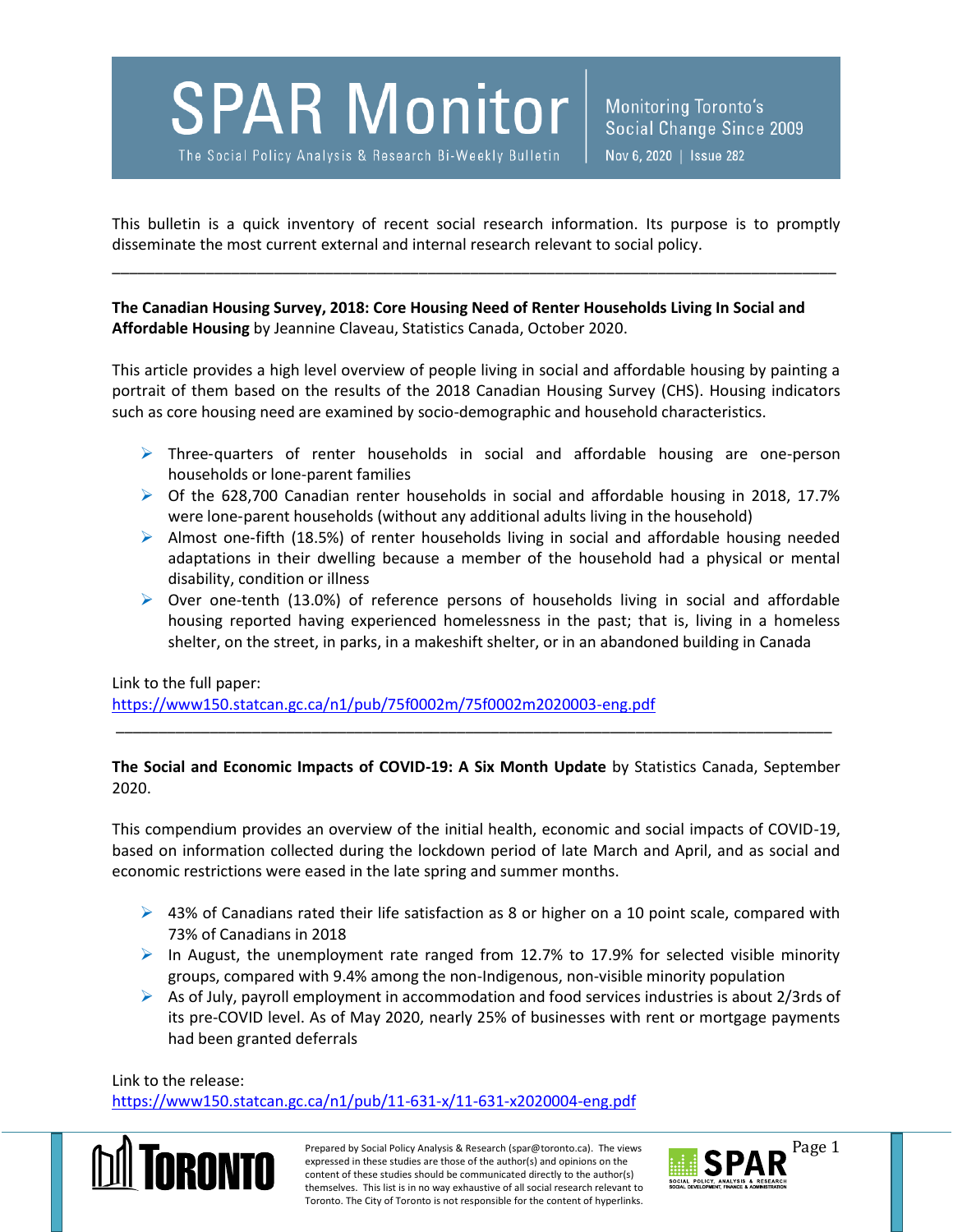# SPAR Monitor

The Social Policy Analysis & Research Bi-Weekly Bulletin

Monitoring Toronto's Social Change Since 2009

Nov 6, 2020 | Issue 282

This bulletin is a quick inventory of recent social research information. Its purpose is to promptly disseminate the most current external and internal research relevant to social policy.

---

**The Canadian Housing Survey, 2018: Core Housing Need of Renter Households Living In Social and Affordable Housing** by Jeannine Claveau, Statistics Canada, October 2020.

This article provides a high level overview of people living in social and affordable housing by painting a portrait of them based on the results of the 2018 Canadian Housing Survey (CHS). Housing indicators such as core housing need are examined by socio-demographic and household characteristics.

- Three-quarters of renter households in social and affordable housing are one-person households or lone-parent families
- Of the 628,700 Canadian renter households in social and affordable housing in 2018, 17.7% were lone-parent households (without any additional adults living in the household)
- Almost one-fifth (18.5%) of renter households living in social and affordable housing needed adaptations in their dwelling because a member of the household had a physical or mental disability, condition or illness
- Over one-tenth (13.0%) of reference persons of households living in social and affordable housing reported having experienced homelessness in the past; that is, living in a homeless shelter, on the street, in parks, in a makeshift shelter, or in an abandoned building in Canada

Link to the full paper:
https://www150.statcan.gc.ca/n1/pub/75f0002m/75f0002m2020003-eng.pdf

---

**The Social and Economic Impacts of COVID-19: A Six Month Update** by Statistics Canada, September 2020.

This compendium provides an overview of the initial health, economic and social impacts of COVID-19, based on information collected during the lockdown period of late March and April, and as social and economic restrictions were eased in the late spring and summer months.

- 43% of Canadians rated their life satisfaction as 8 or higher on a 10 point scale, compared with 73% of Canadians in 2018
- In August, the unemployment rate ranged from 12.7% to 17.9% for selected visible minority groups, compared with 9.4% among the non-Indigenous, non-visible minority population
- As of July, payroll employment in accommodation and food services industries is about 2/3rds of its pre-COVID level. As of May 2020, nearly 25% of businesses with rent or mortgage payments had been granted deferrals

Link to the release:
https://www150.statcan.gc.ca/n1/pub/11-631-x/11-631-x2020004-eng.pdf

Prepared by Social Policy Analysis & Research (spar@toronto.ca). The views expressed in these studies are those of the author(s) and opinions on the content of these studies should be communicated directly to the author(s) themselves. This list is in no way exhaustive of all social research relevant to Toronto. The City of Toronto is not responsible for the content of hyperlinks.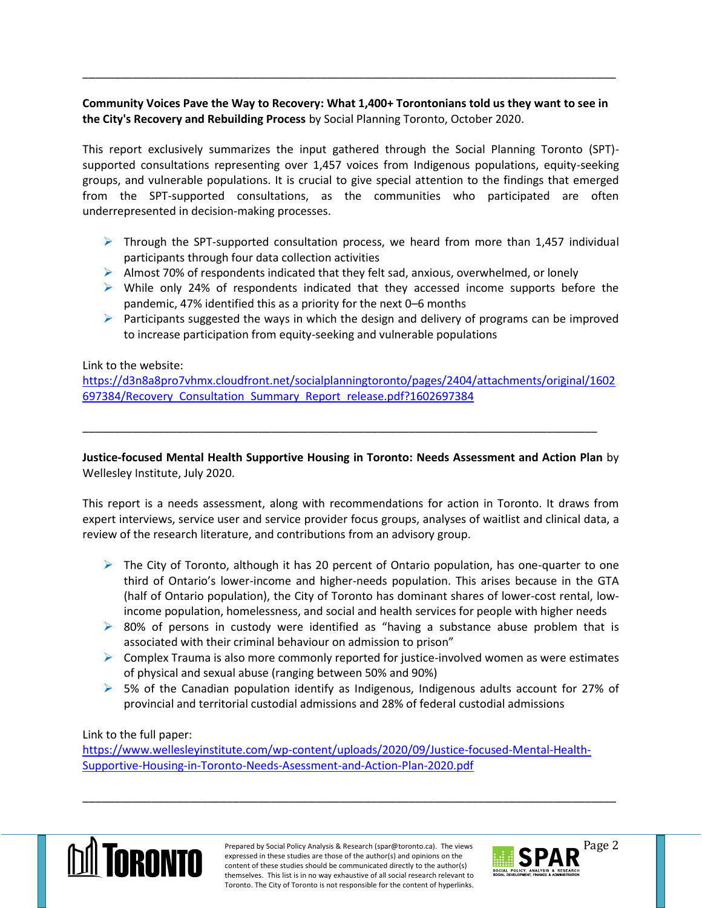---

**Community Voices Pave the Way to Recovery: What 1,400+ Torontonians told us they want to see in the City's Recovery and Rebuilding Process** by Social Planning Toronto, October 2020.

This report exclusively summarizes the input gathered through the Social Planning Toronto (SPT)-supported consultations representing over 1,457 voices from Indigenous populations, equity-seeking groups, and vulnerable populations. It is crucial to give special attention to the findings that emerged from the SPT-supported consultations, as the communities who participated are often underrepresented in decision-making processes.

- Through the SPT-supported consultation process, we heard from more than 1,457 individual participants through four data collection activities
- Almost 70% of respondents indicated that they felt sad, anxious, overwhelmed, or lonely
- While only 24% of respondents indicated that they accessed income supports before the pandemic, 47% identified this as a priority for the next 0–6 months
- Participants suggested the ways in which the design and delivery of programs can be improved to increase participation from equity-seeking and vulnerable populations

Link to the website:
https://d3n8a8pro7vhmx.cloudfront.net/socialplanningtoronto/pages/2404/attachments/original/1602697384/Recovery_Consultation_Summary_Report_release.pdf?1602697384

---

**Justice-focused Mental Health Supportive Housing in Toronto: Needs Assessment and Action Plan** by Wellesley Institute, July 2020.

This report is a needs assessment, along with recommendations for action in Toronto. It draws from expert interviews, service user and service provider focus groups, analyses of waitlist and clinical data, a review of the research literature, and contributions from an advisory group.

- The City of Toronto, although it has 20 percent of Ontario population, has one-quarter to one third of Ontario's lower-income and higher-needs population. This arises because in the GTA (half of Ontario population), the City of Toronto has dominant shares of lower-cost rental, low-income population, homelessness, and social and health services for people with higher needs
- 80% of persons in custody were identified as "having a substance abuse problem that is associated with their criminal behaviour on admission to prison"
- Complex Trauma is also more commonly reported for justice-involved women as were estimates of physical and sexual abuse (ranging between 50% and 90%)
- 5% of the Canadian population identify as Indigenous, Indigenous adults account for 27% of provincial and territorial custodial admissions and 28% of federal custodial admissions

Link to the full paper:
https://www.wellesleyinstitute.com/wp-content/uploads/2020/09/Justice-focused-Mental-Health-Supportive-Housing-in-Toronto-Needs-Asessment-and-Action-Plan-2020.pdf

---

Prepared by Social Policy Analysis & Research (spar@toronto.ca). The views expressed in these studies are those of the author(s) and opinions on the content of these studies should be communicated directly to the author(s) themselves. This list is in no way exhaustive of all social research relevant to Toronto. The City of Toronto is not responsible for the content of hyperlinks.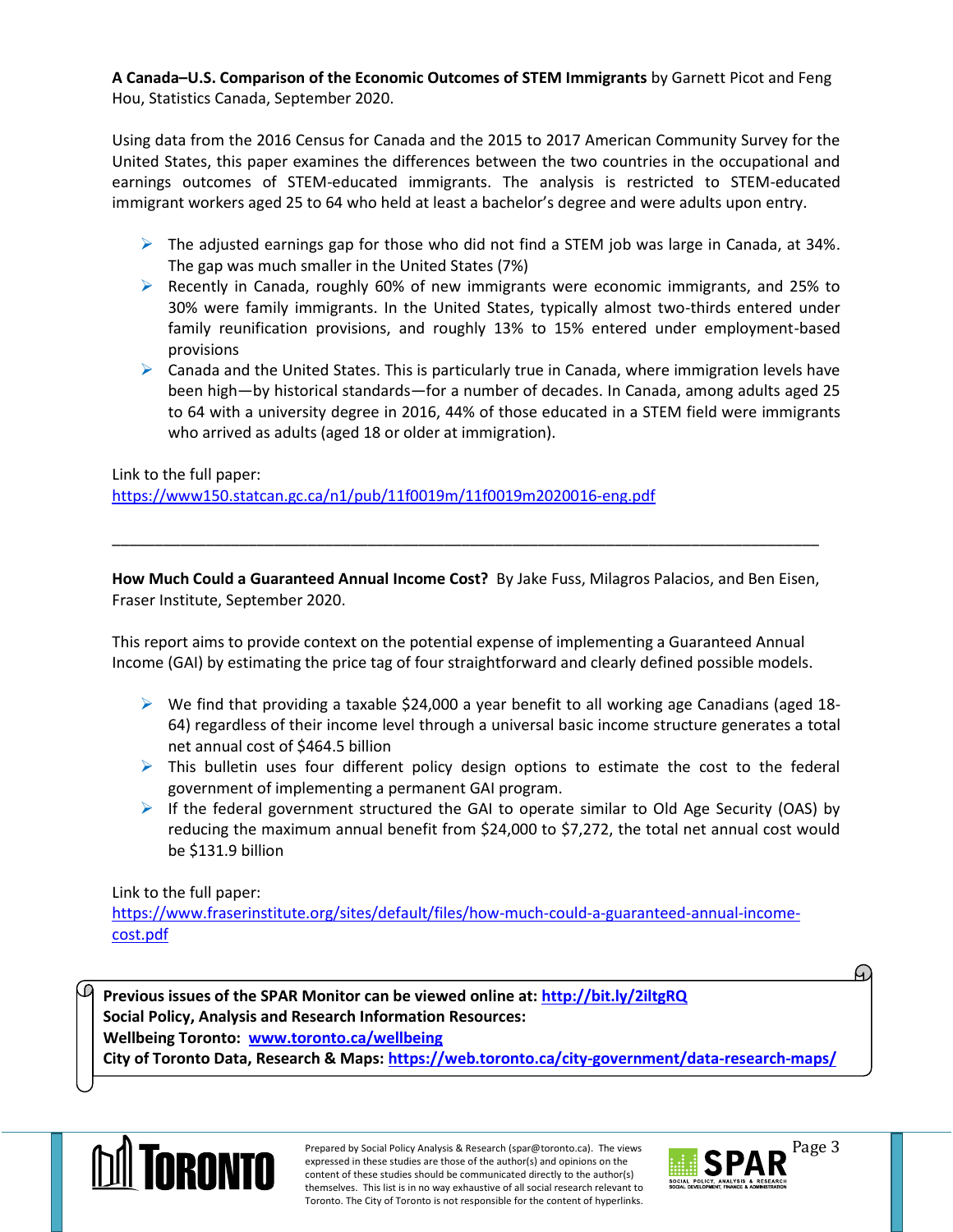**A Canada–U.S. Comparison of the Economic Outcomes of STEM Immigrants** by Garnett Picot and Feng Hou, Statistics Canada, September 2020.

Using data from the 2016 Census for Canada and the 2015 to 2017 American Community Survey for the United States, this paper examines the differences between the two countries in the occupational and earnings outcomes of STEM-educated immigrants. The analysis is restricted to STEM-educated immigrant workers aged 25 to 64 who held at least a bachelor's degree and were adults upon entry.

- The adjusted earnings gap for those who did not find a STEM job was large in Canada, at 34%. The gap was much smaller in the United States (7%)
- Recently in Canada, roughly 60% of new immigrants were economic immigrants, and 25% to 30% were family immigrants. In the United States, typically almost two-thirds entered under family reunification provisions, and roughly 13% to 15% entered under employment-based provisions
- Canada and the United States. This is particularly true in Canada, where immigration levels have been high—by historical standards—for a number of decades. In Canada, among adults aged 25 to 64 with a university degree in 2016, 44% of those educated in a STEM field were immigrants who arrived as adults (aged 18 or older at immigration).

Link to the full paper:
https://www150.statcan.gc.ca/n1/pub/11f0019m/11f0019m2020016-eng.pdf

---

**How Much Could a Guaranteed Annual Income Cost?** By Jake Fuss, Milagros Palacios, and Ben Eisen, Fraser Institute, September 2020.

This report aims to provide context on the potential expense of implementing a Guaranteed Annual Income (GAI) by estimating the price tag of four straightforward and clearly defined possible models.

- We find that providing a taxable $24,000 a year benefit to all working age Canadians (aged 18-64) regardless of their income level through a universal basic income structure generates a total net annual cost of $464.5 billion
- This bulletin uses four different policy design options to estimate the cost to the federal government of implementing a permanent GAI program.
- If the federal government structured the GAI to operate similar to Old Age Security (OAS) by reducing the maximum annual benefit from $24,000 to $7,272, the total net annual cost would be $131.9 billion

Link to the full paper:
https://www.fraserinstitute.org/sites/default/files/how-much-could-a-guaranteed-annual-income-cost.pdf

**Previous issues of the SPAR Monitor can be viewed online at: http://bit.ly/2iltgRQ**
**Social Policy, Analysis and Research Information Resources:**
**Wellbeing Toronto: www.toronto.ca/wellbeing**
**City of Toronto Data, Research & Maps: https://web.toronto.ca/city-government/data-research-maps/**

Prepared by Social Policy Analysis & Research (spar@toronto.ca). The views expressed in these studies are those of the author(s) and opinions on the content of these studies should be communicated directly to the author(s) themselves. This list is in no way exhaustive of all social research relevant to Toronto. The City of Toronto is not responsible for the content of hyperlinks.